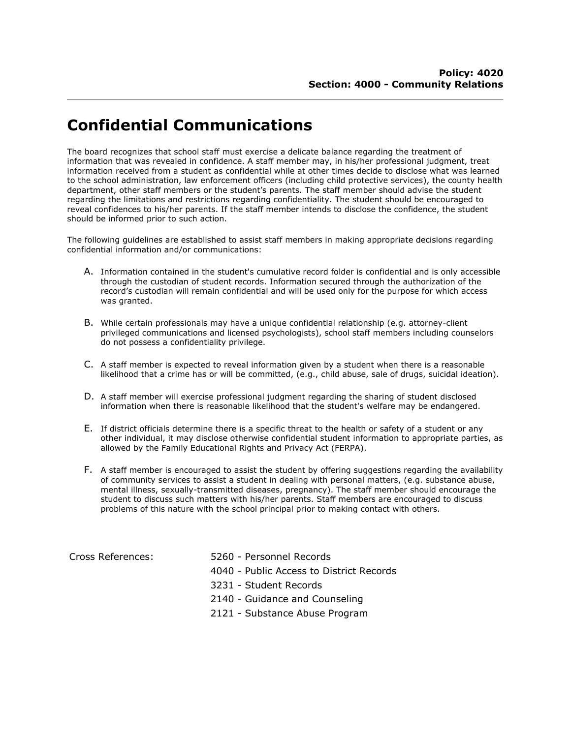**Policy: 4020**
**Section: 4000 - Community Relations**

# Confidential Communications

The board recognizes that school staff must exercise a delicate balance regarding the treatment of information that was revealed in confidence. A staff member may, in his/her professional judgment, treat information received from a student as confidential while at other times decide to disclose what was learned to the school administration, law enforcement officers (including child protective services), the county health department, other staff members or the student's parents. The staff member should advise the student regarding the limitations and restrictions regarding confidentiality. The student should be encouraged to reveal confidences to his/her parents. If the staff member intends to disclose the confidence, the student should be informed prior to such action.

The following guidelines are established to assist staff members in making appropriate decisions regarding confidential information and/or communications:

A. Information contained in the student's cumulative record folder is confidential and is only accessible through the custodian of student records. Information secured through the authorization of the record's custodian will remain confidential and will be used only for the purpose for which access was granted.

B. While certain professionals may have a unique confidential relationship (e.g. attorney-client privileged communications and licensed psychologists), school staff members including counselors do not possess a confidentiality privilege.

C. A staff member is expected to reveal information given by a student when there is a reasonable likelihood that a crime has or will be committed, (e.g., child abuse, sale of drugs, suicidal ideation).

D. A staff member will exercise professional judgment regarding the sharing of student disclosed information when there is reasonable likelihood that the student's welfare may be endangered.

E. If district officials determine there is a specific threat to the health or safety of a student or any other individual, it may disclose otherwise confidential student information to appropriate parties, as allowed by the Family Educational Rights and Privacy Act (FERPA).

F. A staff member is encouraged to assist the student by offering suggestions regarding the availability of community services to assist a student in dealing with personal matters, (e.g. substance abuse, mental illness, sexually-transmitted diseases, pregnancy). The staff member should encourage the student to discuss such matters with his/her parents. Staff members are encouraged to discuss problems of this nature with the school principal prior to making contact with others.

Cross References:
- 5260 - Personnel Records
- 4040 - Public Access to District Records
- 3231 - Student Records
- 2140 - Guidance and Counseling
- 2121 - Substance Abuse Program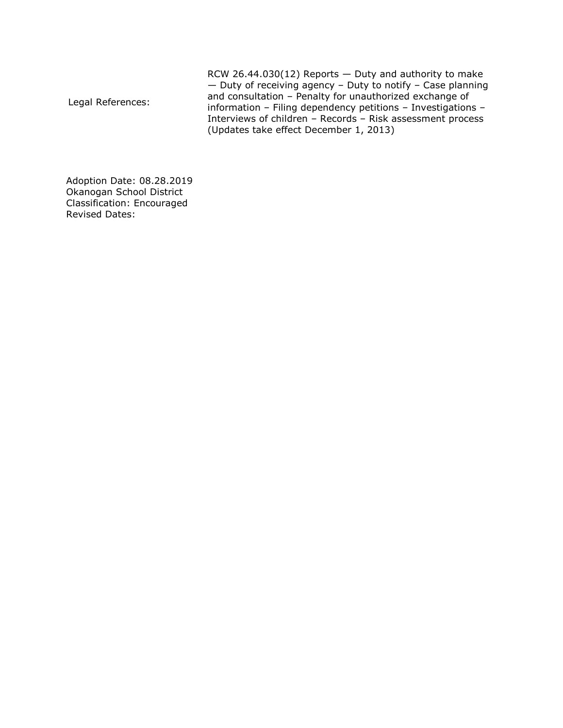| | |
|---|---|
| Legal References: | RCW 26.44.030(12) Reports — Duty and authority to make — Duty of receiving agency – Duty to notify – Case planning and consultation – Penalty for unauthorized exchange of information – Filing dependency petitions – Investigations – Interviews of children – Records – Risk assessment process (Updates take effect December 1, 2013) |

Adoption Date: 08.28.2019
Okanogan School District
Classification: Encouraged
Revised Dates: